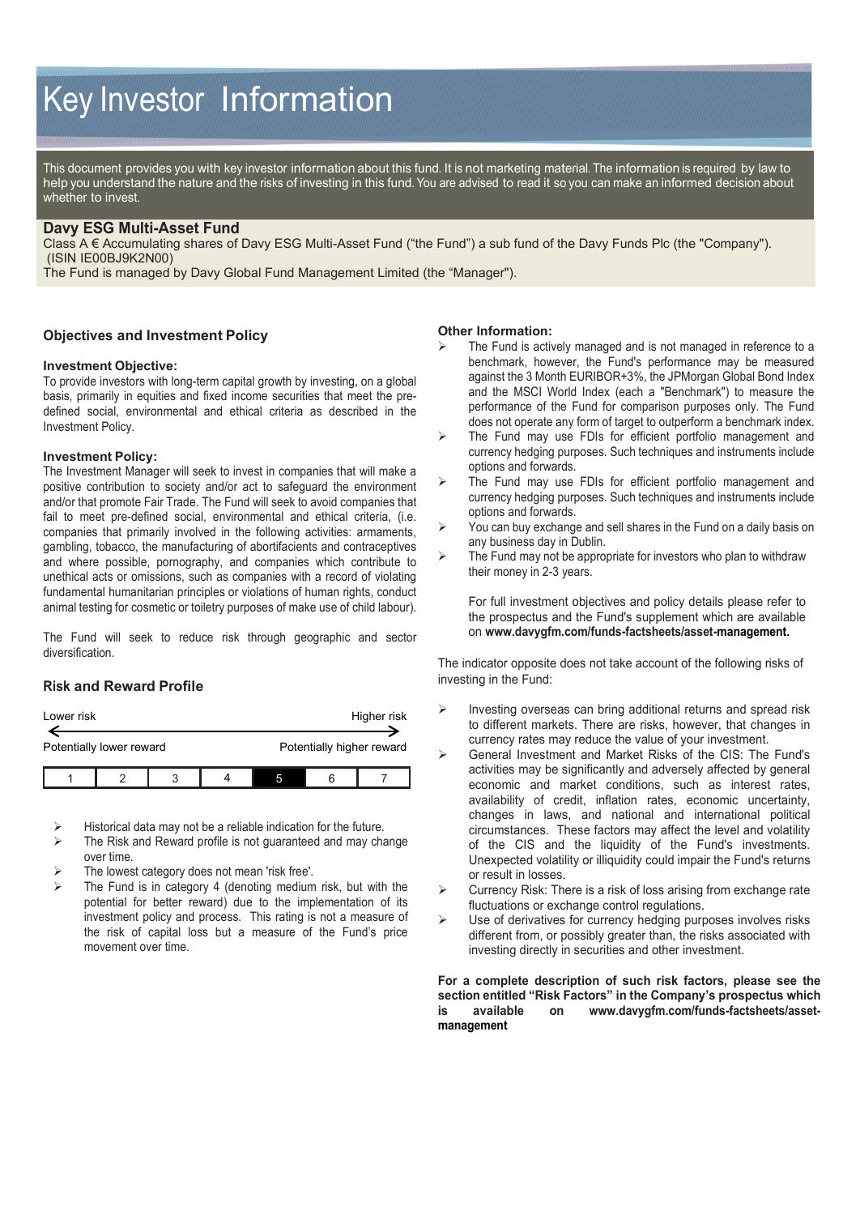# Key Investor Information

This document provides you with key investor information about this fund. It is not marketing material. The information is required by law to help you understand the nature and the risks of investing in this fund. You are advised to read it so you can make an informed decision about whether to invest.

## Davy ESG Multi-Asset Fund

Class A € Accumulating shares of Davy ESG Multi-Asset Fund ("the Fund") a sub fund of the Davy Funds Plc (the "Company"). (ISIN IE00BJ9K2N00)

The Fund is managed by Davy Global Fund Management Limited (the "Manager").

## Objectives and Investment Policy

### Investment Objective:

To provide investors with long-term capital growth by investing, on a global basis, primarily in equities and fixed income securities that meet the pre-defined social, environmental and ethical criteria as described in the Investment Policy.

### Investment Policy:

The Investment Manager will seek to invest in companies that will make a positive contribution to society and/or act to safeguard the environment and/or that promote Fair Trade. The Fund will seek to avoid companies that fail to meet pre-defined social, environmental and ethical criteria, (i.e. companies that primarily involved in the following activities: armaments, gambling, tobacco, the manufacturing of abortifacients and contraceptives and where possible, pornography, and companies which contribute to unethical acts or omissions, such as companies with a record of violating fundamental humanitarian principles or violations of human rights, conduct animal testing for cosmetic or toiletry purposes of make use of child labour).

The Fund will seek to reduce risk through geographic and sector diversification.

### Other Information:

- The Fund is actively managed and is not managed in reference to a benchmark, however, the Fund's performance may be measured against the 3 Month EURIBOR+3%, the JPMorgan Global Bond Index and the MSCI World Index (each a "Benchmark") to measure the performance of the Fund for comparison purposes only. The Fund does not operate any form of target to outperform a benchmark index.
- The Fund may use FDIs for efficient portfolio management and currency hedging purposes. Such techniques and instruments include options and forwards.
- The Fund may use FDIs for efficient portfolio management and currency hedging purposes. Such techniques and instruments include options and forwards.
- You can buy exchange and sell shares in the Fund on a daily basis on any business day in Dublin.
- The Fund may not be appropriate for investors who plan to withdraw their money in 2-3 years.

For full investment objectives and policy details please refer to the prospectus and the Fund's supplement which are available on **www.davygfm.com/funds-factsheets/asset-management.**

## Risk and Reward Profile

| Lower risk | | | | | | Higher risk |
|---|---|---|---|---|---|---|
| Potentially lower reward | | | | | | Potentially higher reward |
| 1 | 2 | 3 | 4 | **5** | 6 | 7 |

- Historical data may not be a reliable indication for the future.
- The Risk and Reward profile is not guaranteed and may change over time.
- The lowest category does not mean 'risk free'.
- The Fund is in category 4 (denoting medium risk, but with the potential for better reward) due to the implementation of its investment policy and process. This rating is not a measure of the risk of capital loss but a measure of the Fund's price movement over time.

The indicator opposite does not take account of the following risks of investing in the Fund:

- Investing overseas can bring additional returns and spread risk to different markets. There are risks, however, that changes in currency rates may reduce the value of your investment.
- General Investment and Market Risks of the CIS: The Fund's activities may be significantly and adversely affected by general economic and market conditions, such as interest rates, availability of credit, inflation rates, economic uncertainty, changes in laws, and national and international political circumstances. These factors may affect the level and volatility of the CIS and the liquidity of the Fund's investments. Unexpected volatility or illiquidity could impair the Fund's returns or result in losses.
- Currency Risk: There is a risk of loss arising from exchange rate fluctuations or exchange control regulations.
- Use of derivatives for currency hedging purposes involves risks different from, or possibly greater than, the risks associated with investing directly in securities and other investment.

**For a complete description of such risk factors, please see the section entitled "Risk Factors" in the Company's prospectus which is available on www.davygfm.com/funds-factsheets/asset-management**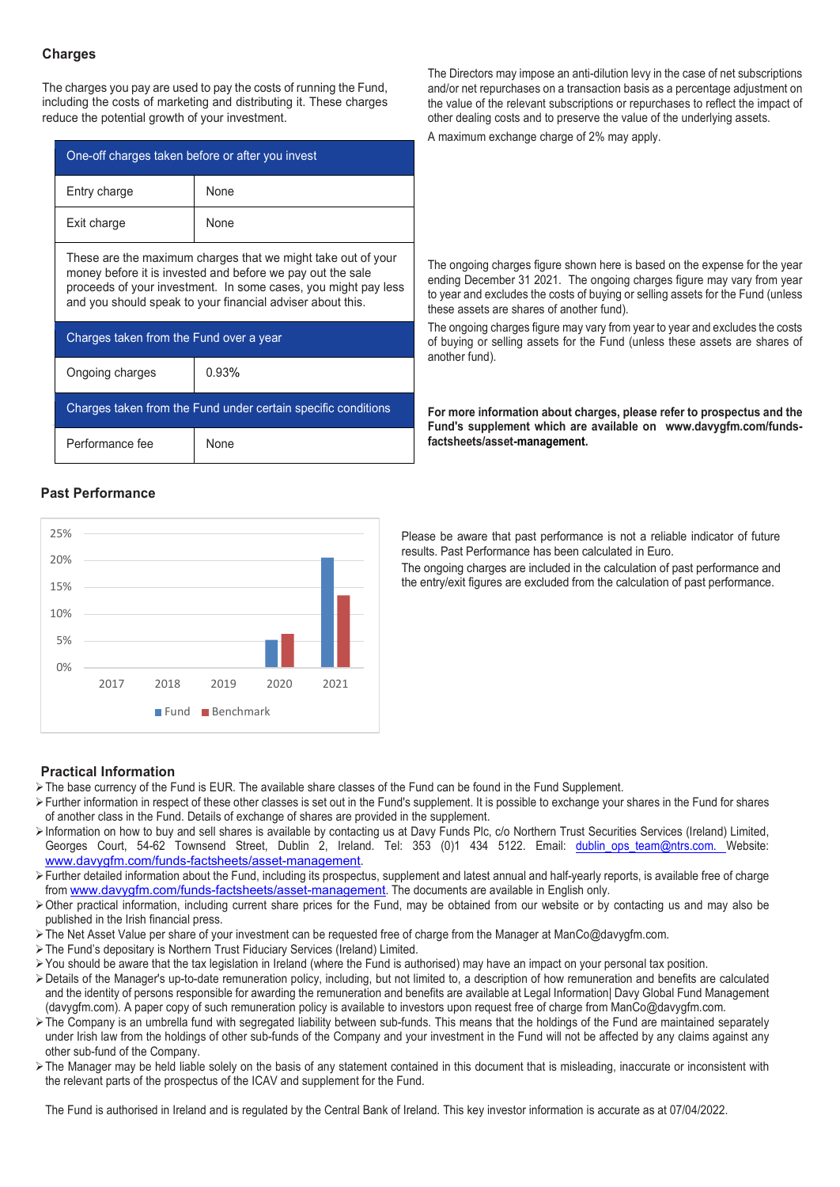## Charges

The charges you pay are used to pay the costs of running the Fund, including the costs of marketing and distributing it. These charges reduce the potential growth of your investment.

| One-off charges taken before or after you invest | |
|---|---|
| Entry charge | None |
| Exit charge | None |
| These are the maximum charges that we might take out of your money before it is invested and before we pay out the sale proceeds of your investment. In some cases, you might pay less and you should speak to your financial adviser about this. | |
| **Charges taken from the Fund over a year** | |
| Ongoing charges | 0.93% |
| **Charges taken from the Fund under certain specific conditions** | |
| Performance fee | None |

The Directors may impose an anti-dilution levy in the case of net subscriptions and/or net repurchases on a transaction basis as a percentage adjustment on the value of the relevant subscriptions or repurchases to reflect the impact of other dealing costs and to preserve the value of the underlying assets.

A maximum exchange charge of 2% may apply.

The ongoing charges figure shown here is based on the expense for the year ending December 31 2021. The ongoing charges figure may vary from year to year and excludes the costs of buying or selling assets for the Fund (unless these assets are shares of another fund).

The ongoing charges figure may vary from year to year and excludes the costs of buying or selling assets for the Fund (unless these assets are shares of another fund).

**For more information about charges, please refer to prospectus and the Fund's supplement which are available on www.davygfm.com/funds-factsheets/asset-management.**

## Past Performance

25%
20%
15%
10%
5%
0%
2017 2018 2019 2020 2021
Fund Benchmark

Please be aware that past performance is not a reliable indicator of future results. Past Performance has been calculated in Euro.

The ongoing charges are included in the calculation of past performance and the entry/exit figures are excluded from the calculation of past performance.

## Practical Information

- The base currency of the Fund is EUR. The available share classes of the Fund can be found in the Fund Supplement.
- Further information in respect of these other classes is set out in the Fund's supplement. It is possible to exchange your shares in the Fund for shares of another class in the Fund. Details of exchange of shares are provided in the supplement.
- Information on how to buy and sell shares is available by contacting us at Davy Funds Plc, c/o Northern Trust Securities Services (Ireland) Limited, Georges Court, 54-62 Townsend Street, Dublin 2, Ireland. Tel: 353 (0)1 434 5122. Email: dublin_ops_team@ntrs.com. Website: www.davygfm.com/funds-factsheets/asset-management.
- Further detailed information about the Fund, including its prospectus, supplement and latest annual and half-yearly reports, is available free of charge from www.davygfm.com/funds-factsheets/asset-management. The documents are available in English only.
- Other practical information, including current share prices for the Fund, may be obtained from our website or by contacting us and may also be published in the Irish financial press.
- The Net Asset Value per share of your investment can be requested free of charge from the Manager at ManCo@davygfm.com.
- The Fund's depositary is Northern Trust Fiduciary Services (Ireland) Limited.
- You should be aware that the tax legislation in Ireland (where the Fund is authorised) may have an impact on your personal tax position.
- Details of the Manager's up-to-date remuneration policy, including, but not limited to, a description of how remuneration and benefits are calculated and the identity of persons responsible for awarding the remuneration and benefits are available at Legal Information| Davy Global Fund Management (davygfm.com). A paper copy of such remuneration policy is available to investors upon request free of charge from ManCo@davygfm.com.
- The Company is an umbrella fund with segregated liability between sub-funds. This means that the holdings of the Fund are maintained separately under Irish law from the holdings of other sub-funds of the Company and your investment in the Fund will not be affected by any claims against any other sub-fund of the Company.
- The Manager may be held liable solely on the basis of any statement contained in this document that is misleading, inaccurate or inconsistent with the relevant parts of the prospectus of the ICAV and supplement for the Fund.

The Fund is authorised in Ireland and is regulated by the Central Bank of Ireland. This key investor information is accurate as at 07/04/2022.